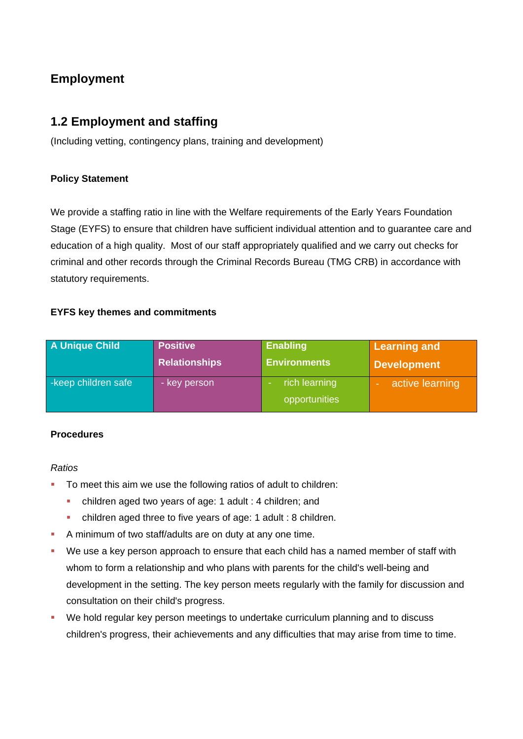# Employment

## 1.2 Employment and staffing

(Including vetting, contingency plans, training and development)

**Policy Statement**

We provide a staffing ratio in line with the Welfare requirements of the Early Years Foundation Stage (EYFS) to ensure that children have sufficient individual attention and to guarantee care and education of a high quality.  Most of our staff appropriately qualified and we carry out checks for criminal and other records through the Criminal Records Bureau (TMG CRB) in accordance with statutory requirements.

**EYFS key themes and commitments**

| A Unique Child | Positive Relationships | Enabling Environments | Learning and Development |
|---|---|---|---|
| -keep children safe | - key person | - rich learning opportunities | - active learning |

**Procedures**

*Ratios*

- To meet this aim we use the following ratios of adult to children:
  - children aged two years of age: 1 adult : 4 children; and
  - children aged three to five years of age: 1 adult : 8 children.
- A minimum of two staff/adults are on duty at any one time.
- We use a key person approach to ensure that each child has a named member of staff with whom to form a relationship and who plans with parents for the child's well-being and development in the setting. The key person meets regularly with the family for discussion and consultation on their child's progress.
- We hold regular key person meetings to undertake curriculum planning and to discuss children's progress, their achievements and any difficulties that may arise from time to time.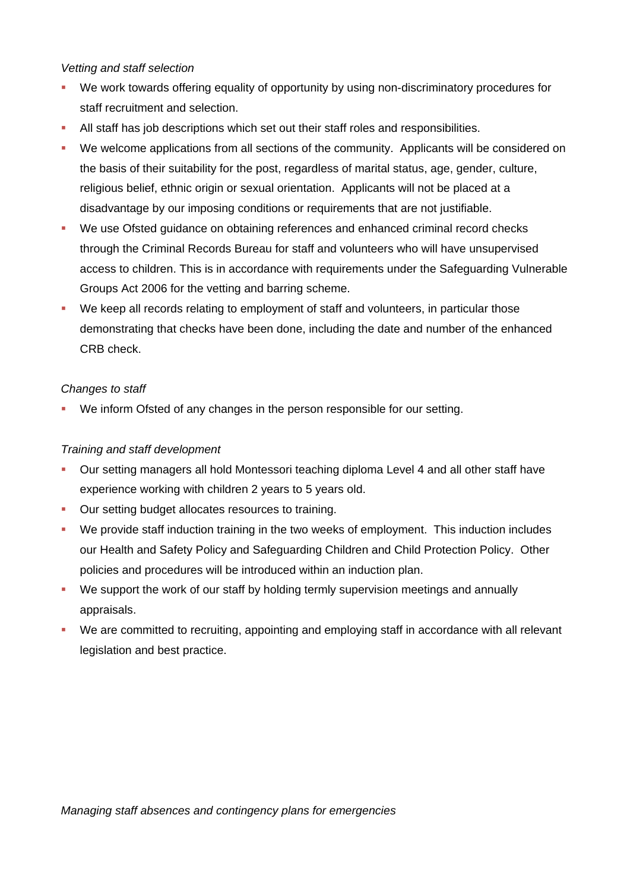*Vetting and staff selection*

- We work towards offering equality of opportunity by using non-discriminatory procedures for staff recruitment and selection.
- All staff has job descriptions which set out their staff roles and responsibilities.
- We welcome applications from all sections of the community. Applicants will be considered on the basis of their suitability for the post, regardless of marital status, age, gender, culture, religious belief, ethnic origin or sexual orientation. Applicants will not be placed at a disadvantage by our imposing conditions or requirements that are not justifiable.
- We use Ofsted guidance on obtaining references and enhanced criminal record checks through the Criminal Records Bureau for staff and volunteers who will have unsupervised access to children. This is in accordance with requirements under the Safeguarding Vulnerable Groups Act 2006 for the vetting and barring scheme.
- We keep all records relating to employment of staff and volunteers, in particular those demonstrating that checks have been done, including the date and number of the enhanced CRB check.

*Changes to staff*

- We inform Ofsted of any changes in the person responsible for our setting.

*Training and staff development*

- Our setting managers all hold Montessori teaching diploma Level 4 and all other staff have experience working with children 2 years to 5 years old.
- Our setting budget allocates resources to training.
- We provide staff induction training in the two weeks of employment. This induction includes our Health and Safety Policy and Safeguarding Children and Child Protection Policy. Other policies and procedures will be introduced within an induction plan.
- We support the work of our staff by holding termly supervision meetings and annually appraisals.
- We are committed to recruiting, appointing and employing staff in accordance with all relevant legislation and best practice.

*Managing staff absences and contingency plans for emergencies*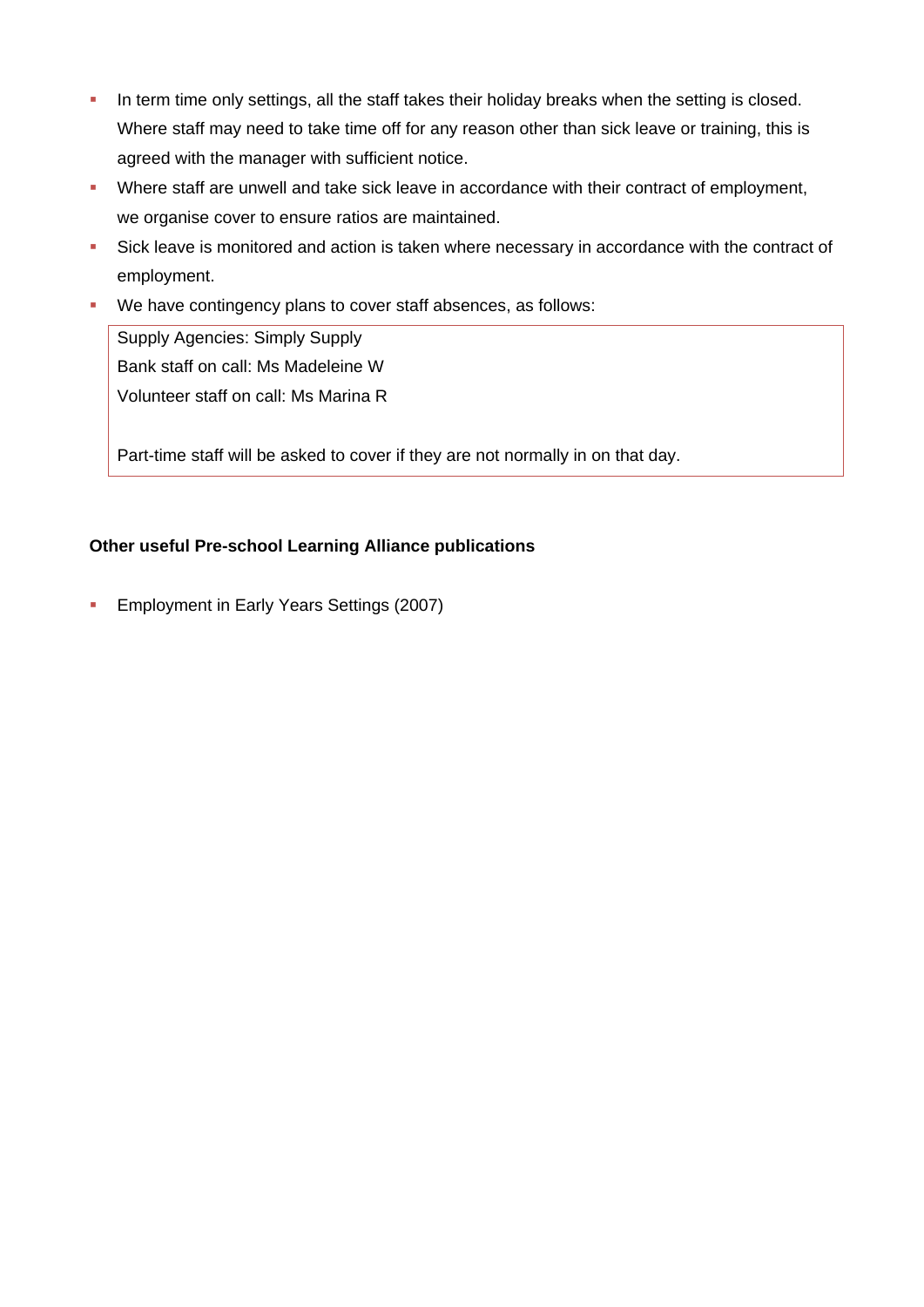- In term time only settings, all the staff takes their holiday breaks when the setting is closed. Where staff may need to take time off for any reason other than sick leave or training, this is agreed with the manager with sufficient notice.
- Where staff are unwell and take sick leave in accordance with their contract of employment, we organise cover to ensure ratios are maintained.
- Sick leave is monitored and action is taken where necessary in accordance with the contract of employment.
- We have contingency plans to cover staff absences, as follows:

Supply Agencies: Simply Supply
Bank staff on call: Ms Madeleine W
Volunteer staff on call: Ms Marina R

Part-time staff will be asked to cover if they are not normally in on that day.

**Other useful Pre-school Learning Alliance publications**

- Employment in Early Years Settings (2007)